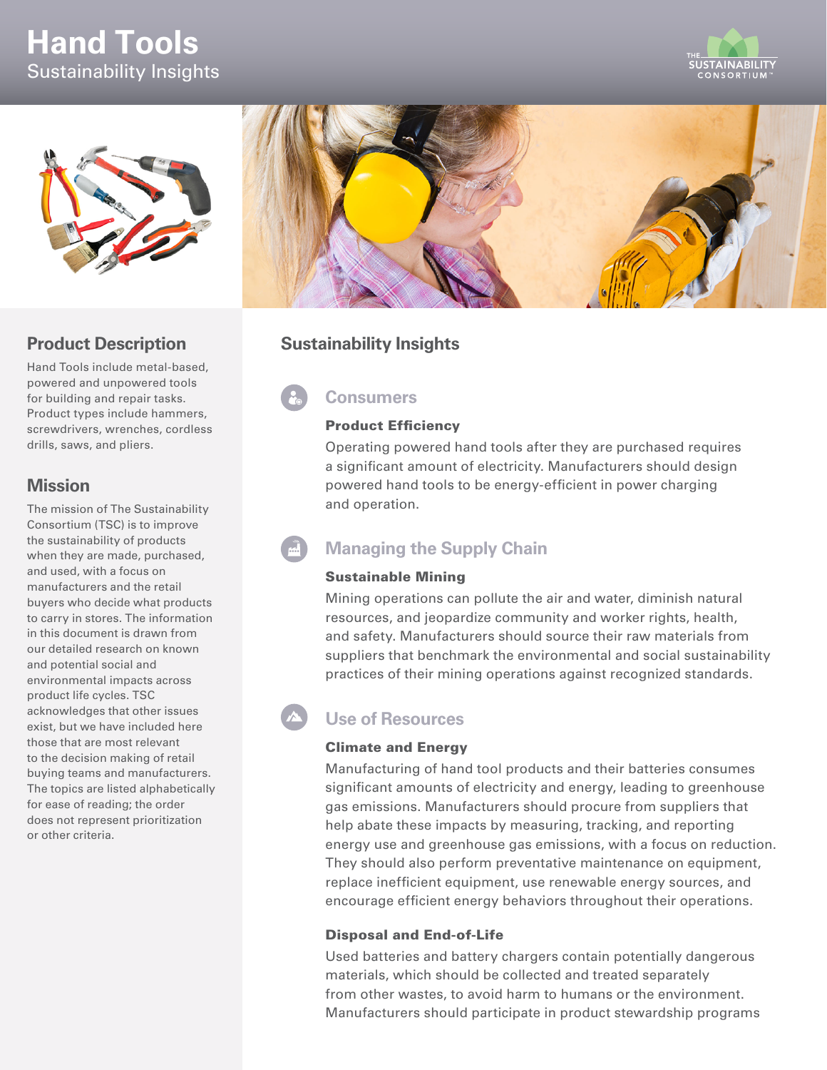# Hand Tools

Sustainability Insights

## Product Description

Hand Tools include metal-based, powered and unpowered tools for building and repair tasks. Product types include hammers, screwdrivers, wrenches, cordless drills, saws, and pliers.

## Mission

The mission of The Sustainability Consortium (TSC) is to improve the sustainability of products when they are made, purchased, and used, with a focus on manufacturers and the retail buyers who decide what products to carry in stores. The information in this document is drawn from our detailed research on known and potential social and environmental impacts across product life cycles. TSC acknowledges that other issues exist, but we have included here those that are most relevant to the decision making of retail buying teams and manufacturers. The topics are listed alphabetically for ease of reading; the order does not represent prioritization or other criteria.

## Sustainability Insights

### Consumers

**Product Efficiency**

Operating powered hand tools after they are purchased requires a significant amount of electricity. Manufacturers should design powered hand tools to be energy-efficient in power charging and operation.

### Managing the Supply Chain

**Sustainable Mining**

Mining operations can pollute the air and water, diminish natural resources, and jeopardize community and worker rights, health, and safety. Manufacturers should source their raw materials from suppliers that benchmark the environmental and social sustainability practices of their mining operations against recognized standards.

### Use of Resources

**Climate and Energy**

Manufacturing of hand tool products and their batteries consumes significant amounts of electricity and energy, leading to greenhouse gas emissions. Manufacturers should procure from suppliers that help abate these impacts by measuring, tracking, and reporting energy use and greenhouse gas emissions, with a focus on reduction. They should also perform preventative maintenance on equipment, replace inefficient equipment, use renewable energy sources, and encourage efficient energy behaviors throughout their operations.

**Disposal and End-of-Life**

Used batteries and battery chargers contain potentially dangerous materials, which should be collected and treated separately from other wastes, to avoid harm to humans or the environment. Manufacturers should participate in product stewardship programs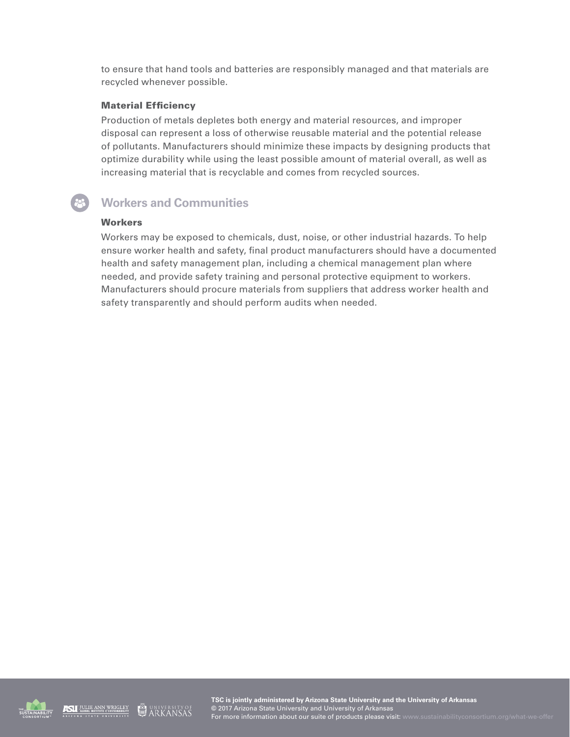to ensure that hand tools and batteries are responsibly managed and that materials are recycled whenever possible.

### Material Efficiency

Production of metals depletes both energy and material resources, and improper disposal can represent a loss of otherwise reusable material and the potential release of pollutants. Manufacturers should minimize these impacts by designing products that optimize durability while using the least possible amount of material overall, as well as increasing material that is recyclable and comes from recycled sources.

## Workers and Communities

### Workers

Workers may be exposed to chemicals, dust, noise, or other industrial hazards. To help ensure worker health and safety, final product manufacturers should have a documented health and safety management plan, including a chemical management plan where needed, and provide safety training and personal protective equipment to workers. Manufacturers should procure materials from suppliers that address worker health and safety transparently and should perform audits when needed.

**TSC is jointly administered by Arizona State University and the University of Arkansas**
© 2017 Arizona State University and University of Arkansas
For more information about our suite of products please visit: www.sustainabilityconsortium.org/what-we-offer